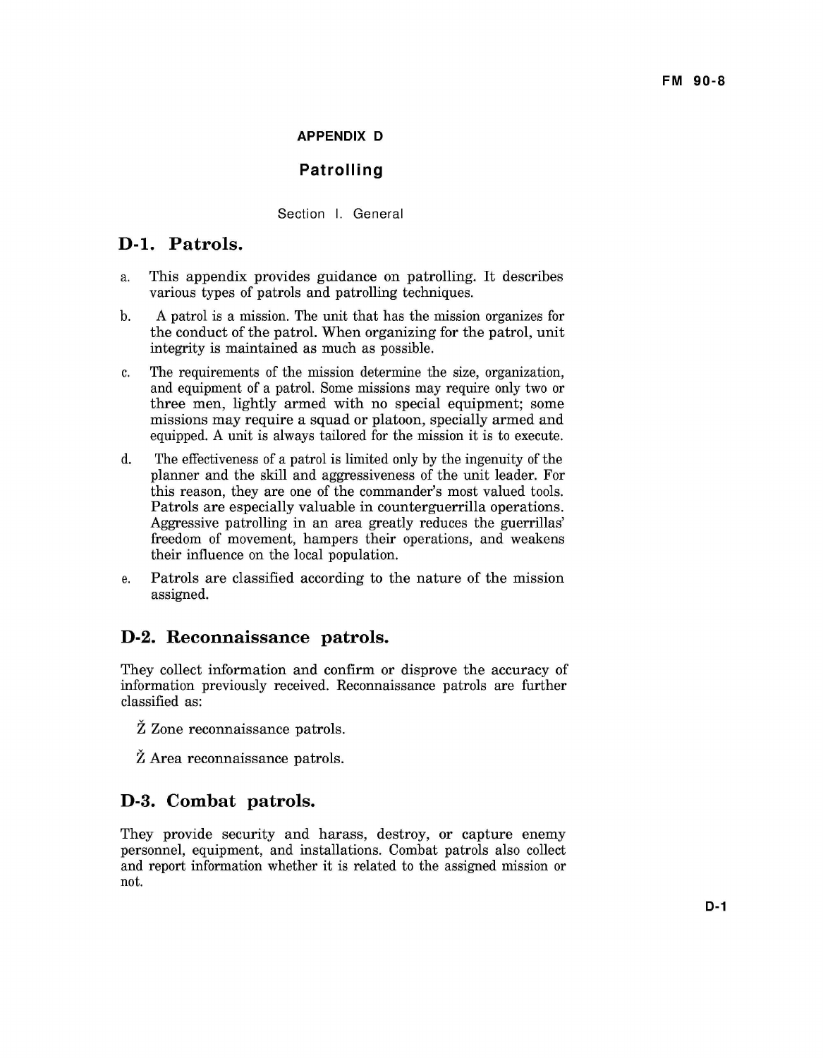# APPENDIX D

## Patrolling

Section I. General

### D-1. Patrols.

a. This appendix provides guidance on patrolling. It describes various types of patrols and patrolling techniques.

b. A patrol is a mission. The unit that has the mission organizes for the conduct of the patrol. When organizing for the patrol, unit integrity is maintained as much as possible.

c. The requirements of the mission determine the size, organization, and equipment of a patrol. Some missions may require only two or three men, lightly armed with no special equipment; some missions may require a squad or platoon, specially armed and equipped. A unit is always tailored for the mission it is to execute.

d. The effectiveness of a patrol is limited only by the ingenuity of the planner and the skill and aggressiveness of the unit leader. For this reason, they are one of the commander's most valued tools. Patrols are especially valuable in counterguerrilla operations. Aggressive patrolling in an area greatly reduces the guerrillas' freedom of movement, hampers their operations, and weakens their influence on the local population.

e. Patrols are classified according to the nature of the mission assigned.

### D-2. Reconnaissance patrols.

They collect information and confirm or disprove the accuracy of information previously received. Reconnaissance patrols are further classified as:

- Zone reconnaissance patrols.
- Area reconnaissance patrols.

### D-3. Combat patrols.

They provide security and harass, destroy, or capture enemy personnel, equipment, and installations. Combat patrols also collect and report information whether it is related to the assigned mission or not.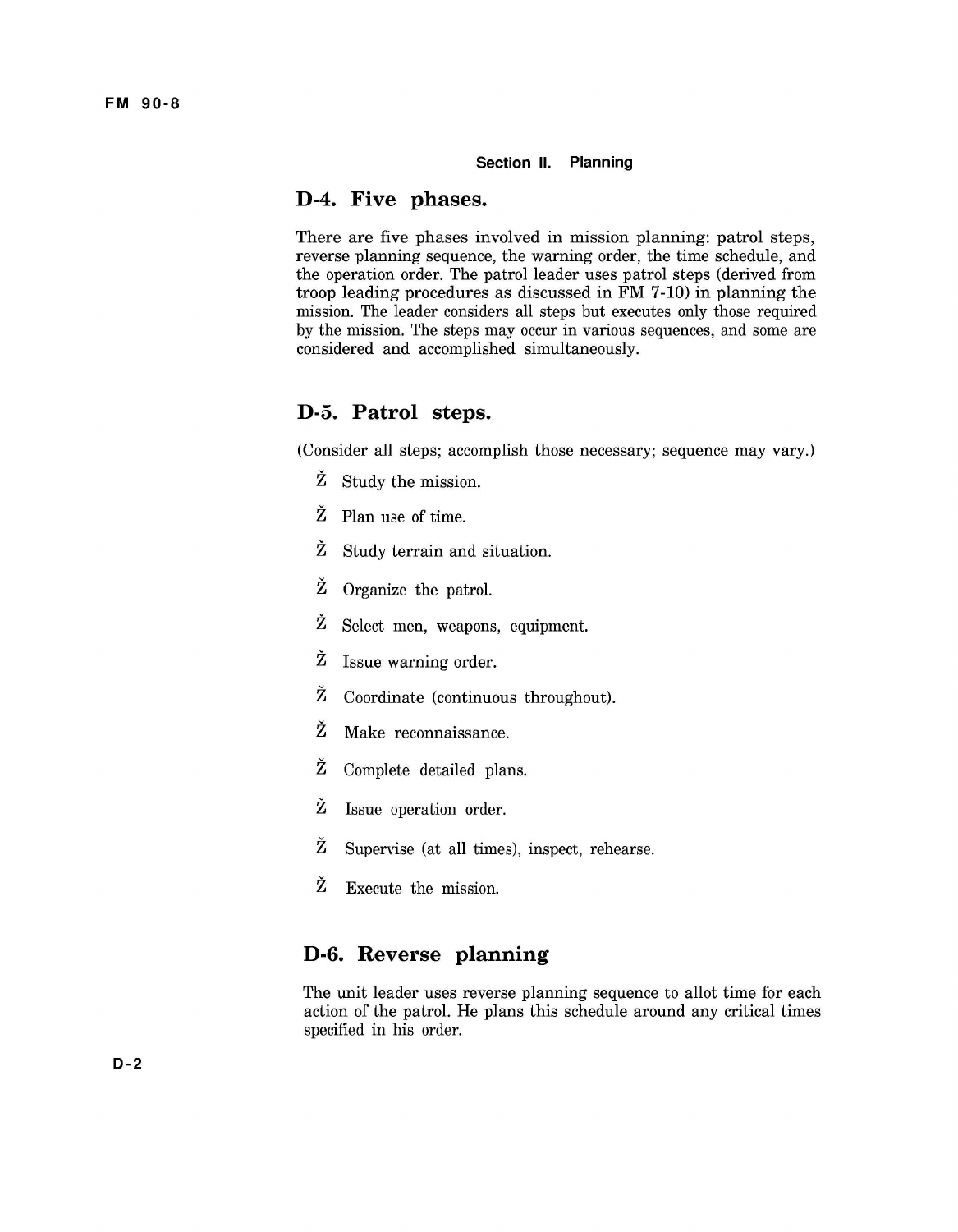## Section II. Planning

### D-4. Five phases.

There are five phases involved in mission planning: patrol steps, reverse planning sequence, the warning order, the time schedule, and the operation order. The patrol leader uses patrol steps (derived from troop leading procedures as discussed in FM 7-10) in planning the mission. The leader considers all steps but executes only those required by the mission. The steps may occur in various sequences, and some are considered and accomplished simultaneously.

### D-5. Patrol steps.

(Consider all steps; accomplish those necessary; sequence may vary.)

- Study the mission.
- Plan use of time.
- Study terrain and situation.
- Organize the patrol.
- Select men, weapons, equipment.
- Issue warning order.
- Coordinate (continuous throughout).
- Make reconnaissance.
- Complete detailed plans.
- Issue operation order.
- Supervise (at all times), inspect, rehearse.
- Execute the mission.

### D-6. Reverse planning

The unit leader uses reverse planning sequence to allot time for each action of the patrol. He plans this schedule around any critical times specified in his order.